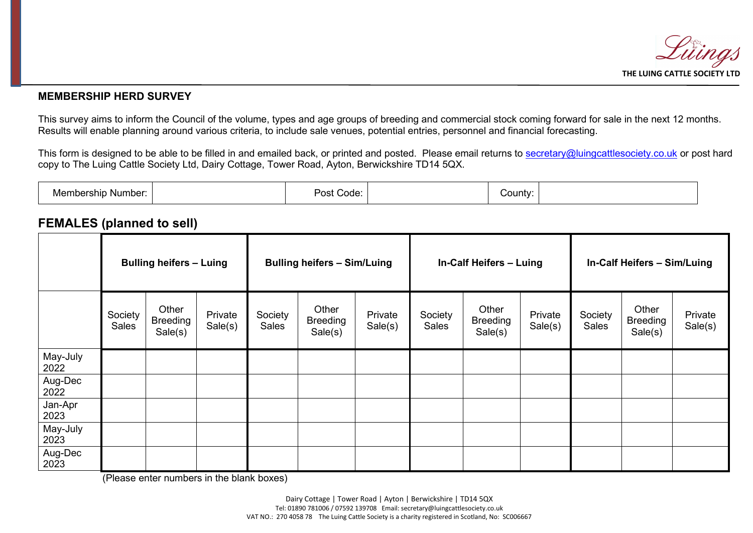Lüings

THE LUING CATTLE SOCIETY LTD

**MEMBERSHIP HERD SURVEY**

This survey aims to inform the Council of the volume, types and age groups of breeding and commercial stock coming forward for sale in the next 12 months. Results will enable planning around various criteria, to include sale venues, potential entries, personnel and financial forecasting.

This form is designed to be able to be filled in and emailed back, or printed and posted. Please email returns to secretary@luingcattlesociety.co.uk or post hard copy to The Luing Cattle Society Ltd, Dairy Cottage, Tower Road, Ayton, Berwickshire TD14 5QX.

| Membership Number: | | Post Code: | | County: | |
|---|---|---|---|---|---|

## FEMALES (planned to sell)

| | Bulling heifers – Luing | | | Bulling heifers – Sim/Luing | | | In-Calf Heifers – Luing | | | In-Calf Heifers – Sim/Luing | | |
|---|---|---|---|---|---|---|---|---|---|---|---|---|
| | Society Sales | Other Breeding Sale(s) | Private Sale(s) | Society Sales | Other Breeding Sale(s) | Private Sale(s) | Society Sales | Other Breeding Sale(s) | Private Sale(s) | Society Sales | Other Breeding Sale(s) | Private Sale(s) |
| May-July 2022 | | | | | | | | | | | | |
| Aug-Dec 2022 | | | | | | | | | | | | |
| Jan-Apr 2023 | | | | | | | | | | | | |
| May-July 2023 | | | | | | | | | | | | |
| Aug-Dec 2023 | | | | | | | | | | | | |

(Please enter numbers in the blank boxes)

Dairy Cottage | Tower Road | Ayton | Berwickshire | TD14 5QX
Tel: 01890 781006 / 07592 139708 Email: secretary@luingcattlesociety.co.uk
VAT NO.: 270 4058 78 The Luing Cattle Society is a charity registered in Scotland, No: SC006667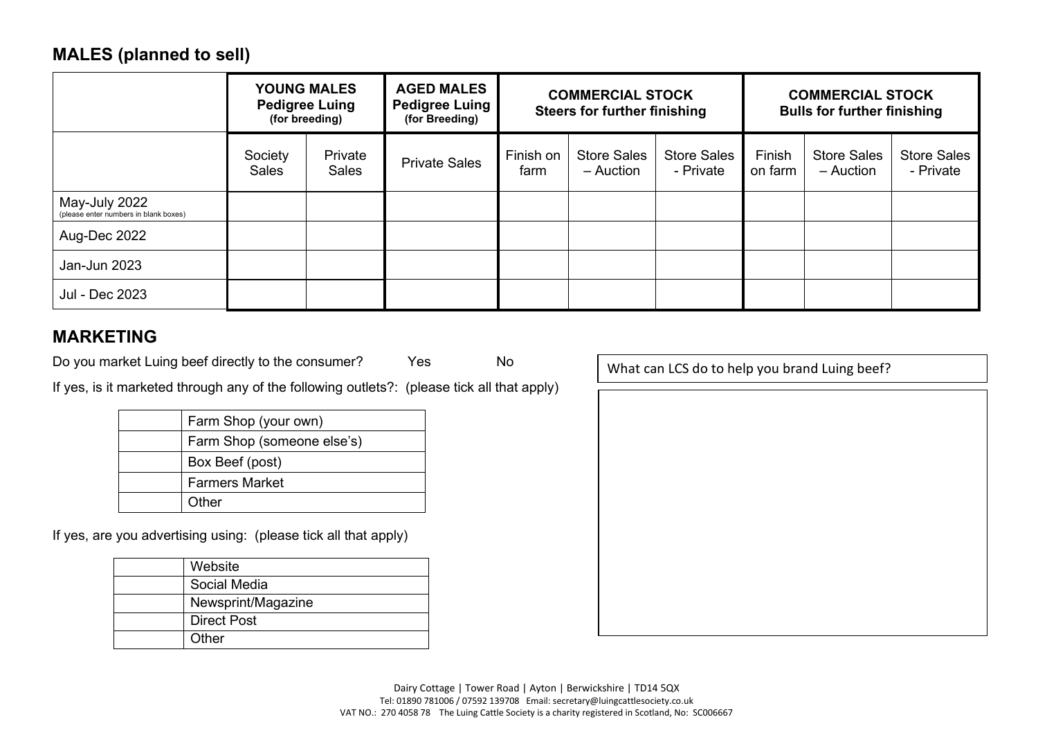## MALES (planned to sell)

| | YOUNG MALES Pedigree Luing (for breeding) | | AGED MALES Pedigree Luing (for Breeding) | COMMERCIAL STOCK Steers for further finishing | | | COMMERCIAL STOCK Bulls for further finishing | | |
|---|---|---|---|---|---|---|---|---|---|
| | Society Sales | Private Sales | Private Sales | Finish on farm | Store Sales – Auction | Store Sales - Private | Finish on farm | Store Sales – Auction | Store Sales - Private |
| May-July 2022 (please enter numbers in blank boxes) | | | | | | | | | |
| Aug-Dec 2022 | | | | | | | | | |
| Jan-Jun 2023 | | | | | | | | | |
| Jul - Dec 2023 | | | | | | | | | |

## MARKETING

Do you market Luing beef directly to the consumer? Yes No

If yes, is it marketed through any of the following outlets?: (please tick all that apply)

| | |
|---|---|
| | Farm Shop (your own) |
| | Farm Shop (someone else's) |
| | Box Beef (post) |
| | Farmers Market |
| | Other |

If yes, are you advertising using: (please tick all that apply)

| | |
|---|---|
| | Website |
| | Social Media |
| | Newsprint/Magazine |
| | Direct Post |
| | Other |

What can LCS do to help you brand Luing beef?

Dairy Cottage | Tower Road | Ayton | Berwickshire | TD14 5QX
Tel: 01890 781006 / 07592 139708 Email: secretary@luingcattlesociety.co.uk
VAT NO.: 270 4058 78 The Luing Cattle Society is a charity registered in Scotland, No: SC006667